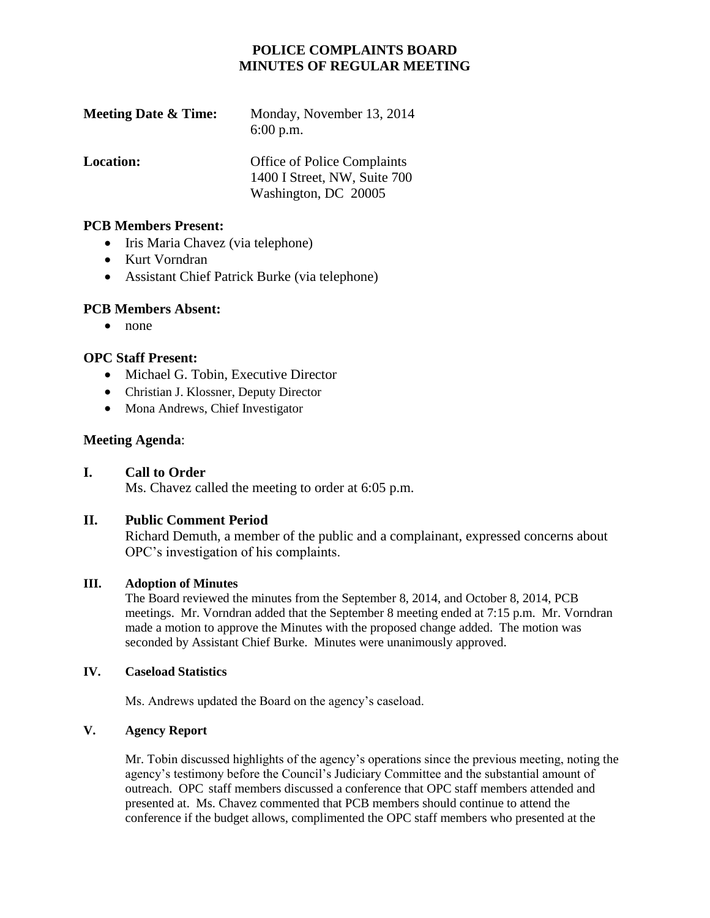# POLICE COMPLAINTS BOARD
# MINUTES OF REGULAR MEETING

**Meeting Date & Time:** Monday, November 13, 2014
6:00 p.m.

**Location:** Office of Police Complaints
1400 I Street, NW, Suite 700
Washington, DC 20005

### PCB Members Present:

- Iris Maria Chavez (via telephone)
- Kurt Vorndran
- Assistant Chief Patrick Burke (via telephone)

### PCB Members Absent:

- none

### OPC Staff Present:

- Michael G. Tobin, Executive Director
- Christian J. Klossner, Deputy Director
- Mona Andrews, Chief Investigator

### Meeting Agenda:

**I. Call to Order**

Ms. Chavez called the meeting to order at 6:05 p.m.

**II. Public Comment Period**

Richard Demuth, a member of the public and a complainant, expressed concerns about OPC's investigation of his complaints.

**III. Adoption of Minutes**

The Board reviewed the minutes from the September 8, 2014, and October 8, 2014, PCB meetings. Mr. Vorndran added that the September 8 meeting ended at 7:15 p.m. Mr. Vorndran made a motion to approve the Minutes with the proposed change added. The motion was seconded by Assistant Chief Burke. Minutes were unanimously approved.

**IV. Caseload Statistics**

Ms. Andrews updated the Board on the agency's caseload.

**V. Agency Report**

Mr. Tobin discussed highlights of the agency's operations since the previous meeting, noting the agency's testimony before the Council's Judiciary Committee and the substantial amount of outreach. OPC staff members discussed a conference that OPC staff members attended and presented at. Ms. Chavez commented that PCB members should continue to attend the conference if the budget allows, complimented the OPC staff members who presented at the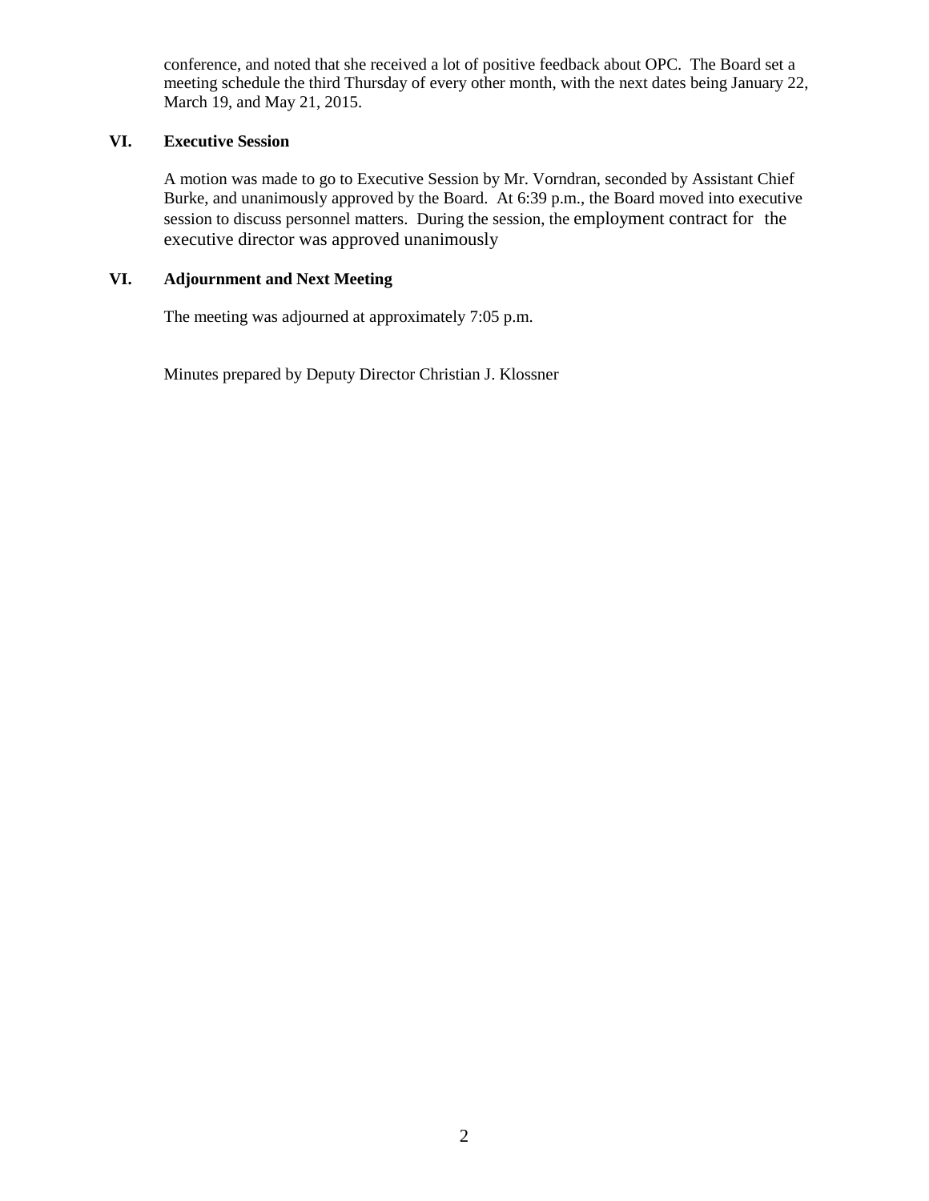conference, and noted that she received a lot of positive feedback about OPC. The Board set a meeting schedule the third Thursday of every other month, with the next dates being January 22, March 19, and May 21, 2015.

## VI. Executive Session

A motion was made to go to Executive Session by Mr. Vorndran, seconded by Assistant Chief Burke, and unanimously approved by the Board. At 6:39 p.m., the Board moved into executive session to discuss personnel matters. During the session, the employment contract for the executive director was approved unanimously

## VI. Adjournment and Next Meeting

The meeting was adjourned at approximately 7:05 p.m.

Minutes prepared by Deputy Director Christian J. Klossner